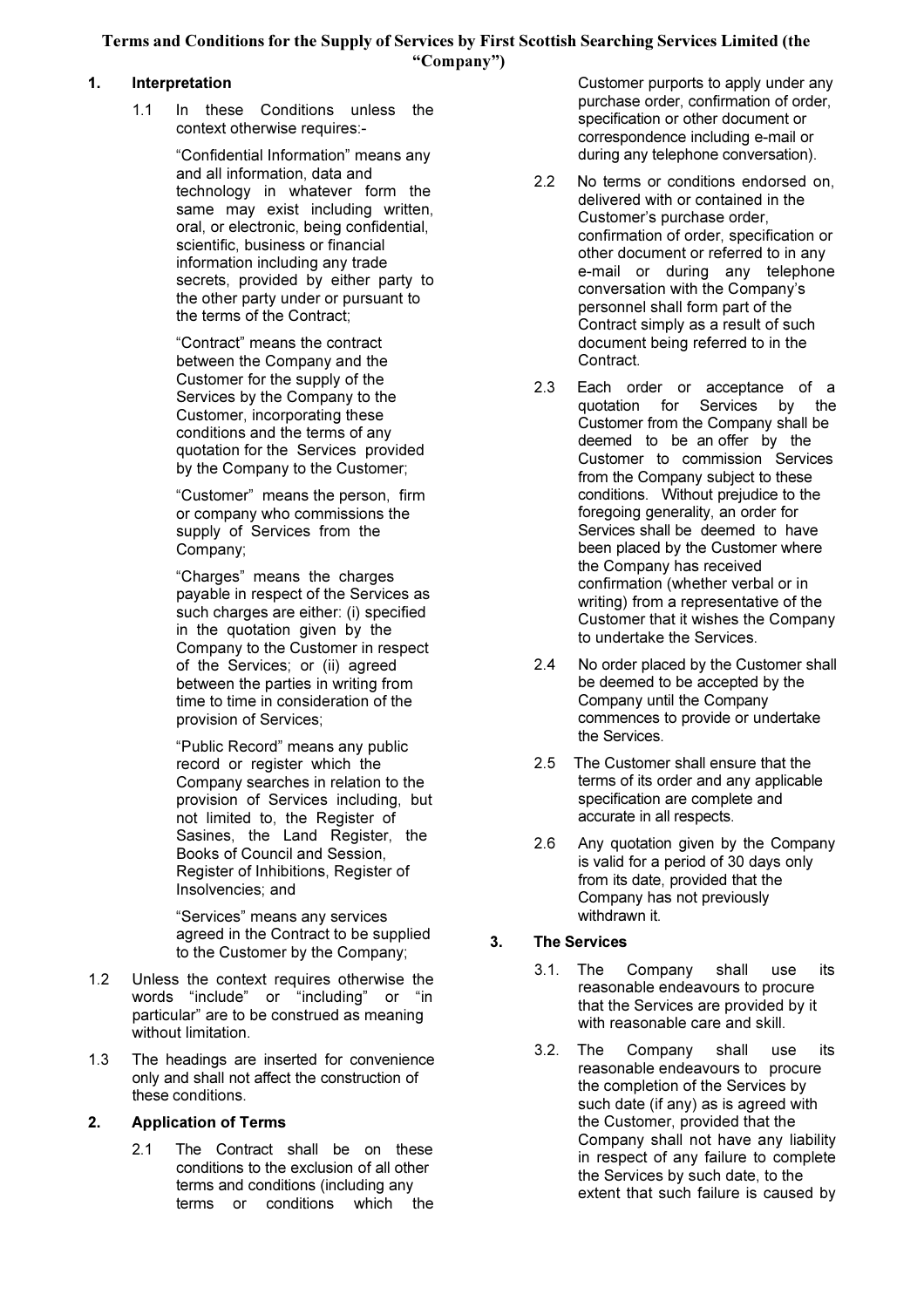# Terms and Conditions for the Supply of Services by First Scottish Searching Services Limited (the "Company")

## 1. Interpretation

1.1 In these Conditions unless the context otherwise requires:-

"Confidential Information" means any and all information, data and technology in whatever form the same may exist including written, oral, or electronic, being confidential, scientific, business or financial information including any trade secrets, provided by either party to the other party under or pursuant to the terms of the Contract;

"Contract" means the contract between the Company and the Customer for the supply of the Services by the Company to the Customer, incorporating these conditions and the terms of any quotation for the Services provided by the Company to the Customer;

"Customer" means the person, firm or company who commissions the supply of Services from the Company;

"Charges" means the charges payable in respect of the Services as such charges are either: (i) specified in the quotation given by the Company to the Customer in respect of the Services; or (ii) agreed between the parties in writing from time to time in consideration of the provision of Services;

"Public Record" means any public record or register which the Company searches in relation to the provision of Services including, but not limited to, the Register of Sasines, the Land Register, the Books of Council and Session, Register of Inhibitions, Register of Insolvencies; and

"Services" means any services agreed in the Contract to be supplied to the Customer by the Company;

1.2 Unless the context requires otherwise the words "include" or "including" or "in particular" are to be construed as meaning without limitation.

1.3 The headings are inserted for convenience only and shall not affect the construction of these conditions.

## 2. Application of Terms

2.1 The Contract shall be on these conditions to the exclusion of all other terms and conditions (including any terms or conditions which the Customer purports to apply under any purchase order, confirmation of order, specification or other document or correspondence including e-mail or during any telephone conversation).

2.2 No terms or conditions endorsed on, delivered with or contained in the Customer's purchase order, confirmation of order, specification or other document or referred to in any e-mail or during any telephone conversation with the Company's personnel shall form part of the Contract simply as a result of such document being referred to in the Contract.

2.3 Each order or acceptance of a quotation for Services by the Customer from the Company shall be deemed to be an offer by the Customer to commission Services from the Company subject to these conditions. Without prejudice to the foregoing generality, an order for Services shall be deemed to have been placed by the Customer where the Company has received confirmation (whether verbal or in writing) from a representative of the Customer that it wishes the Company to undertake the Services.

2.4 No order placed by the Customer shall be deemed to be accepted by the Company until the Company commences to provide or undertake the Services.

2.5 The Customer shall ensure that the terms of its order and any applicable specification are complete and accurate in all respects.

2.6 Any quotation given by the Company is valid for a period of 30 days only from its date, provided that the Company has not previously withdrawn it.

## 3. The Services

3.1. The Company shall use its reasonable endeavours to procure that the Services are provided by it with reasonable care and skill.

3.2. The Company shall use its reasonable endeavours to procure the completion of the Services by such date (if any) as is agreed with the Customer, provided that the Company shall not have any liability in respect of any failure to complete the Services by such date, to the extent that such failure is caused by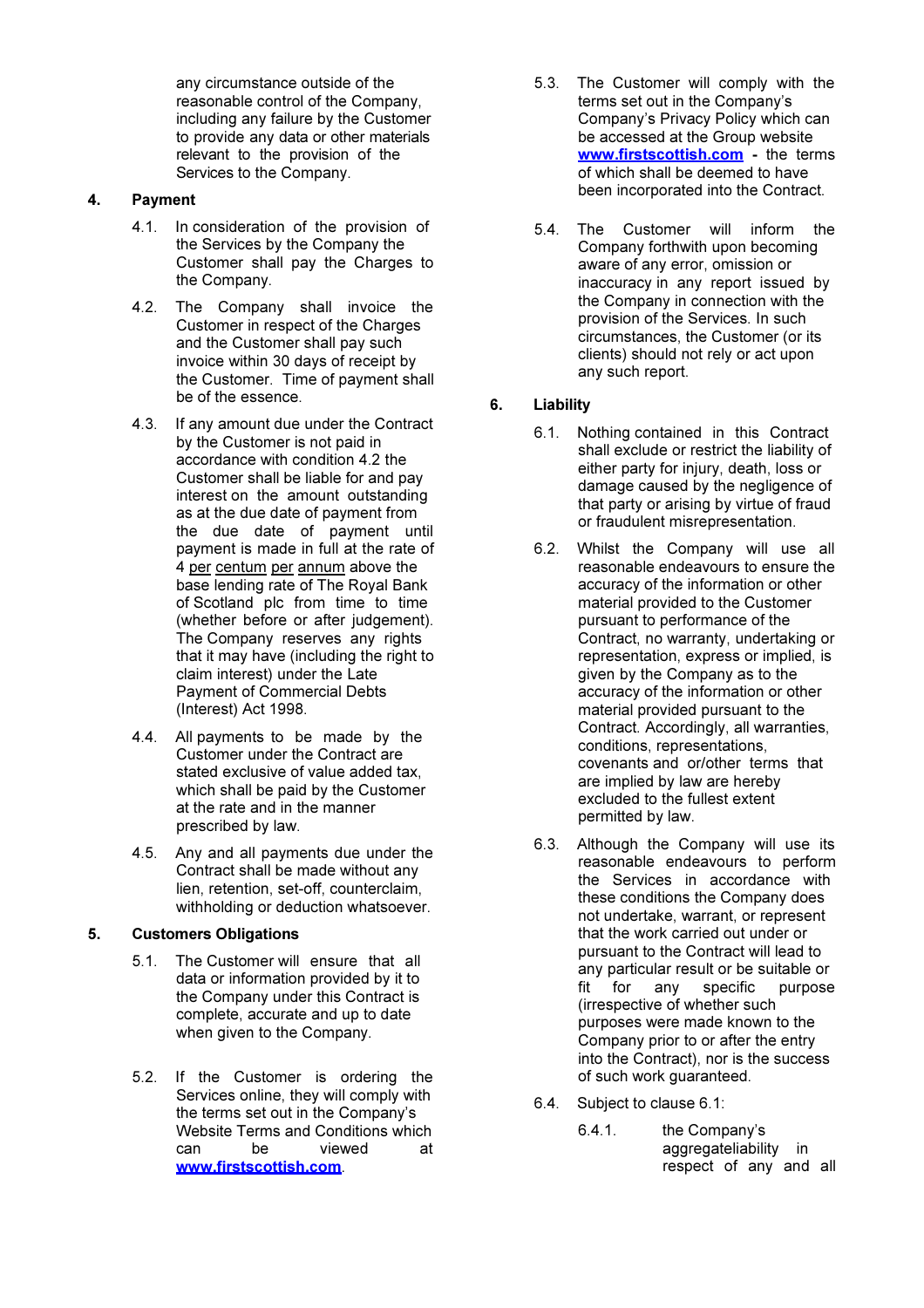any circumstance outside of the reasonable control of the Company, including any failure by the Customer to provide any data or other materials relevant to the provision of the Services to the Company.

## 4. Payment

4.1. In consideration of the provision of the Services by the Company the Customer shall pay the Charges to the Company.

4.2. The Company shall invoice the Customer in respect of the Charges and the Customer shall pay such invoice within 30 days of receipt by the Customer. Time of payment shall be of the essence.

4.3. If any amount due under the Contract by the Customer is not paid in accordance with condition 4.2 the Customer shall be liable for and pay interest on the amount outstanding as at the due date of payment from the due date of payment until payment is made in full at the rate of 4 per centum per annum above the base lending rate of The Royal Bank of Scotland plc from time to time (whether before or after judgement). The Company reserves any rights that it may have (including the right to claim interest) under the Late Payment of Commercial Debts (Interest) Act 1998.

4.4. All payments to be made by the Customer under the Contract are stated exclusive of value added tax, which shall be paid by the Customer at the rate and in the manner prescribed by law.

4.5. Any and all payments due under the Contract shall be made without any lien, retention, set-off, counterclaim, withholding or deduction whatsoever.

## 5. Customers Obligations

5.1. The Customer will ensure that all data or information provided by it to the Company under this Contract is complete, accurate and up to date when given to the Company.

5.2. If the Customer is ordering the Services online, they will comply with the terms set out in the Company's Website Terms and Conditions which can be viewed at **www.firstscottish.com**.

5.3. The Customer will comply with the terms set out in the Company's Company's Privacy Policy which can be accessed at the Group website **www.firstscottish.com** - the terms of which shall be deemed to have been incorporated into the Contract.

5.4. The Customer will inform the Company forthwith upon becoming aware of any error, omission or inaccuracy in any report issued by the Company in connection with the provision of the Services. In such circumstances, the Customer (or its clients) should not rely or act upon any such report.

## 6. Liability

6.1. Nothing contained in this Contract shall exclude or restrict the liability of either party for injury, death, loss or damage caused by the negligence of that party or arising by virtue of fraud or fraudulent misrepresentation.

6.2. Whilst the Company will use all reasonable endeavours to ensure the accuracy of the information or other material provided to the Customer pursuant to performance of the Contract, no warranty, undertaking or representation, express or implied, is given by the Company as to the accuracy of the information or other material provided pursuant to the Contract. Accordingly, all warranties, conditions, representations, covenants and or/other terms that are implied by law are hereby excluded to the fullest extent permitted by law.

6.3. Although the Company will use its reasonable endeavours to perform the Services in accordance with these conditions the Company does not undertake, warrant, or represent that the work carried out under or pursuant to the Contract will lead to any particular result or be suitable or fit for any specific purpose (irrespective of whether such purposes were made known to the Company prior to or after the entry into the Contract), nor is the success of such work guaranteed.

6.4. Subject to clause 6.1:

6.4.1. the Company's aggregateliability in respect of any and all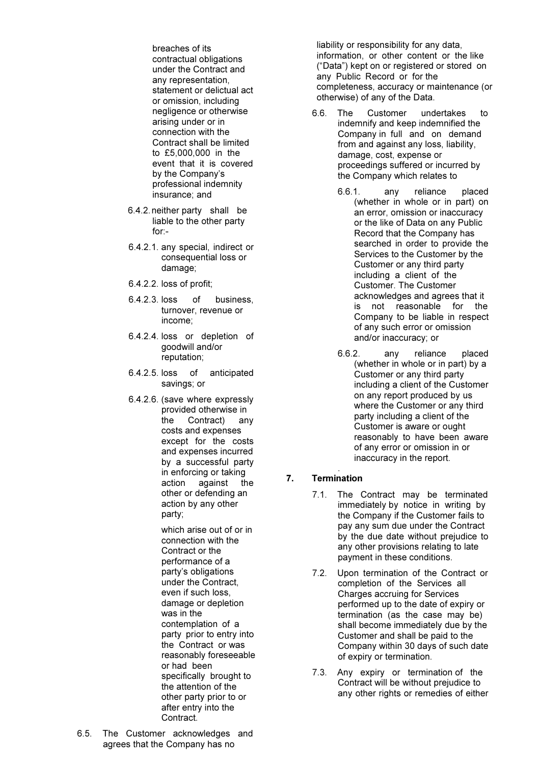breaches of its contractual obligations under the Contract and any representation, statement or delictual act or omission, including negligence or otherwise arising under or in connection with the Contract shall be limited to £5,000,000 in the event that it is covered by the Company's professional indemnity insurance; and

6.4.2. neither party shall be liable to the other party for:-

6.4.2.1. any special, indirect or consequential loss or damage;

6.4.2.2. loss of profit;

6.4.2.3. loss of business, turnover, revenue or income;

6.4.2.4. loss or depletion of goodwill and/or reputation;

6.4.2.5. loss of anticipated savings; or

6.4.2.6. (save where expressly provided otherwise in the Contract) any costs and expenses except for the costs and expenses incurred by a successful party in enforcing or taking action against the other or defending an action by any other party;

which arise out of or in connection with the Contract or the performance of a party's obligations under the Contract, even if such loss, damage or depletion was in the contemplation of a party prior to entry into the Contract or was reasonably foreseeable or had been specifically brought to the attention of the other party prior to or after entry into the Contract.

6.5. The Customer acknowledges and agrees that the Company has no liability or responsibility for any data, information, or other content or the like ("Data") kept on or registered or stored on any Public Record or for the completeness, accuracy or maintenance (or otherwise) of any of the Data.

6.6. The Customer undertakes to indemnify and keep indemnified the Company in full and on demand from and against any loss, liability, damage, cost, expense or proceedings suffered or incurred by the Company which relates to

6.6.1. any reliance placed (whether in whole or in part) on an error, omission or inaccuracy or the like of Data on any Public Record that the Company has searched in order to provide the Services to the Customer by the Customer or any third party including a client of the Customer. The Customer acknowledges and agrees that it is not reasonable for the Company to be liable in respect of any such error or omission and/or inaccuracy; or

6.6.2. any reliance placed (whether in whole or in part) by a Customer or any third party including a client of the Customer on any report produced by us where the Customer or any third party including a client of the Customer is aware or ought reasonably to have been aware of any error or omission in or inaccuracy in the report.

## 7. Termination

7.1. The Contract may be terminated immediately by notice in writing by the Company if the Customer fails to pay any sum due under the Contract by the due date without prejudice to any other provisions relating to late payment in these conditions.

7.2. Upon termination of the Contract or completion of the Services all Charges accruing for Services performed up to the date of expiry or termination (as the case may be) shall become immediately due by the Customer and shall be paid to the Company within 30 days of such date of expiry or termination.

7.3. Any expiry or termination of the Contract will be without prejudice to any other rights or remedies of either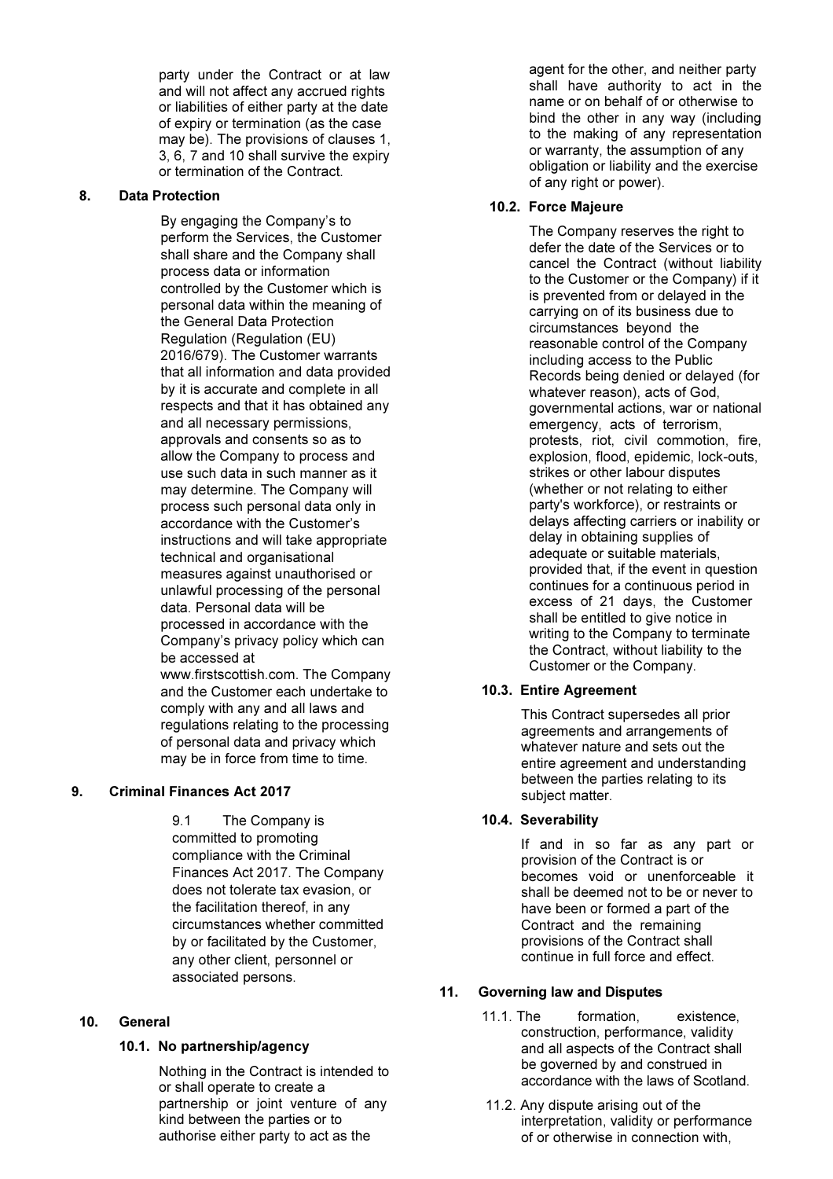party under the Contract or at law and will not affect any accrued rights or liabilities of either party at the date of expiry or termination (as the case may be). The provisions of clauses 1, 3, 6, 7 and 10 shall survive the expiry or termination of the Contract.

**8. Data Protection**

By engaging the Company's to perform the Services, the Customer shall share and the Company shall process data or information controlled by the Customer which is personal data within the meaning of the General Data Protection Regulation (Regulation (EU) 2016/679). The Customer warrants that all information and data provided by it is accurate and complete in all respects and that it has obtained any and all necessary permissions, approvals and consents so as to allow the Company to process and use such data in such manner as it may determine. The Company will process such personal data only in accordance with the Customer's instructions and will take appropriate technical and organisational measures against unauthorised or unlawful processing of the personal data. Personal data will be processed in accordance with the Company's privacy policy which can be accessed at www.firstscottish.com. The Company and the Customer each undertake to comply with any and all laws and regulations relating to the processing of personal data and privacy which may be in force from time to time.

**9. Criminal Finances Act 2017**

9.1 The Company is committed to promoting compliance with the Criminal Finances Act 2017. The Company does not tolerate tax evasion, or the facilitation thereof, in any circumstances whether committed by or facilitated by the Customer, any other client, personnel or associated persons.

**10. General**

**10.1. No partnership/agency**

Nothing in the Contract is intended to or shall operate to create a partnership or joint venture of any kind between the parties or to authorise either party to act as the agent for the other, and neither party shall have authority to act in the name or on behalf of or otherwise to bind the other in any way (including to the making of any representation or warranty, the assumption of any obligation or liability and the exercise of any right or power).

**10.2. Force Majeure**

The Company reserves the right to defer the date of the Services or to cancel the Contract (without liability to the Customer or the Company) if it is prevented from or delayed in the carrying on of its business due to circumstances beyond the reasonable control of the Company including access to the Public Records being denied or delayed (for whatever reason), acts of God, governmental actions, war or national emergency, acts of terrorism, protests, riot, civil commotion, fire, explosion, flood, epidemic, lock-outs, strikes or other labour disputes (whether or not relating to either party's workforce), or restraints or delays affecting carriers or inability or delay in obtaining supplies of adequate or suitable materials, provided that, if the event in question continues for a continuous period in excess of 21 days, the Customer shall be entitled to give notice in writing to the Company to terminate the Contract, without liability to the Customer or the Company.

**10.3. Entire Agreement**

This Contract supersedes all prior agreements and arrangements of whatever nature and sets out the entire agreement and understanding between the parties relating to its subject matter.

**10.4. Severability**

If and in so far as any part or provision of the Contract is or becomes void or unenforceable it shall be deemed not to be or never to have been or formed a part of the Contract and the remaining provisions of the Contract shall continue in full force and effect.

**11. Governing law and Disputes**

11.1. The formation, existence, construction, performance, validity and all aspects of the Contract shall be governed by and construed in accordance with the laws of Scotland.

11.2. Any dispute arising out of the interpretation, validity or performance of or otherwise in connection with,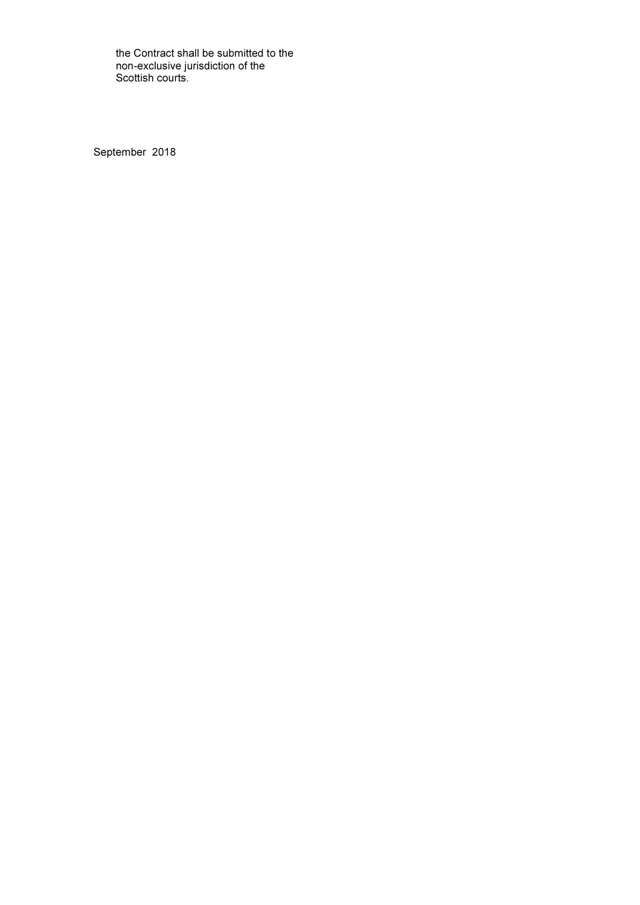the Contract shall be submitted to the non-exclusive jurisdiction of the Scottish courts.

September 2018